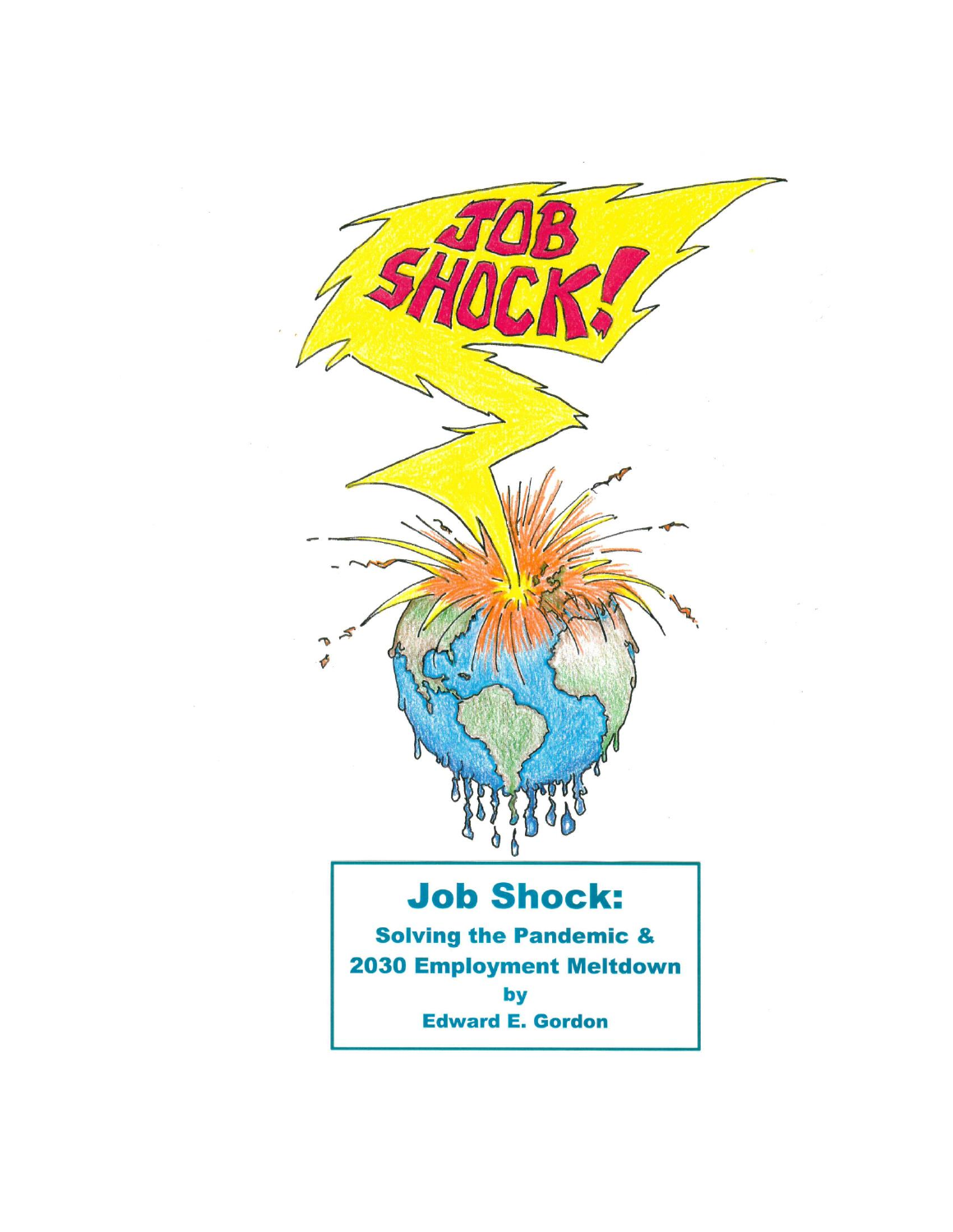# Job Shock:

## Solving the Pandemic & 2030 Employment Meltdown

**by**

**Edward E. Gordon**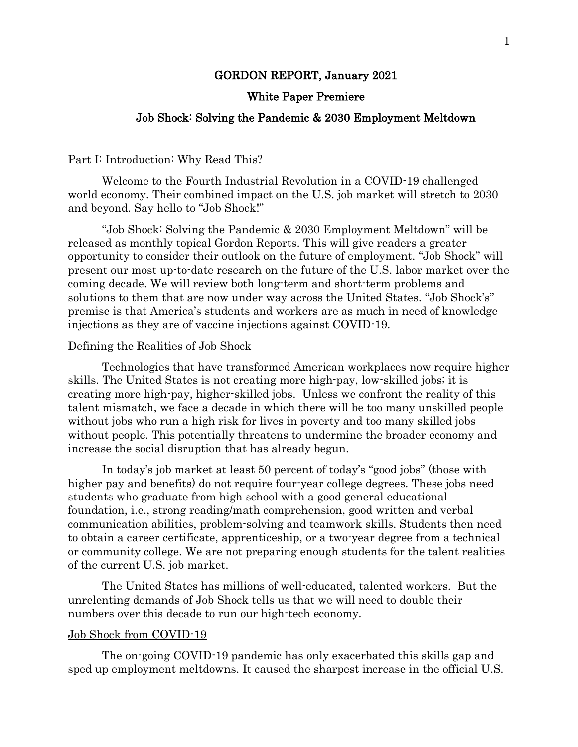# GORDON REPORT, January 2021

## White Paper Premiere

## Job Shock: Solving the Pandemic & 2030 Employment Meltdown

### Part I: Introduction: Why Read This?

Welcome to the Fourth Industrial Revolution in a COVID-19 challenged world economy. Their combined impact on the U.S. job market will stretch to 2030 and beyond. Say hello to "Job Shock!"

"Job Shock: Solving the Pandemic & 2030 Employment Meltdown" will be released as monthly topical Gordon Reports. This will give readers a greater opportunity to consider their outlook on the future of employment. "Job Shock" will present our most up-to-date research on the future of the U.S. labor market over the coming decade. We will review both long-term and short-term problems and solutions to them that are now under way across the United States. "Job Shock's" premise is that America's students and workers are as much in need of knowledge injections as they are of vaccine injections against COVID-19.

### Defining the Realities of Job Shock

Technologies that have transformed American workplaces now require higher skills. The United States is not creating more high-pay, low-skilled jobs; it is creating more high-pay, higher-skilled jobs. Unless we confront the reality of this talent mismatch, we face a decade in which there will be too many unskilled people without jobs who run a high risk for lives in poverty and too many skilled jobs without people. This potentially threatens to undermine the broader economy and increase the social disruption that has already begun.

In today's job market at least 50 percent of today's "good jobs" (those with higher pay and benefits) do not require four-year college degrees. These jobs need students who graduate from high school with a good general educational foundation, i.e., strong reading/math comprehension, good written and verbal communication abilities, problem-solving and teamwork skills. Students then need to obtain a career certificate, apprenticeship, or a two-year degree from a technical or community college. We are not preparing enough students for the talent realities of the current U.S. job market.

The United States has millions of well-educated, talented workers. But the unrelenting demands of Job Shock tells us that we will need to double their numbers over this decade to run our high-tech economy.

### Job Shock from COVID-19

The on-going COVID-19 pandemic has only exacerbated this skills gap and sped up employment meltdowns. It caused the sharpest increase in the official U.S.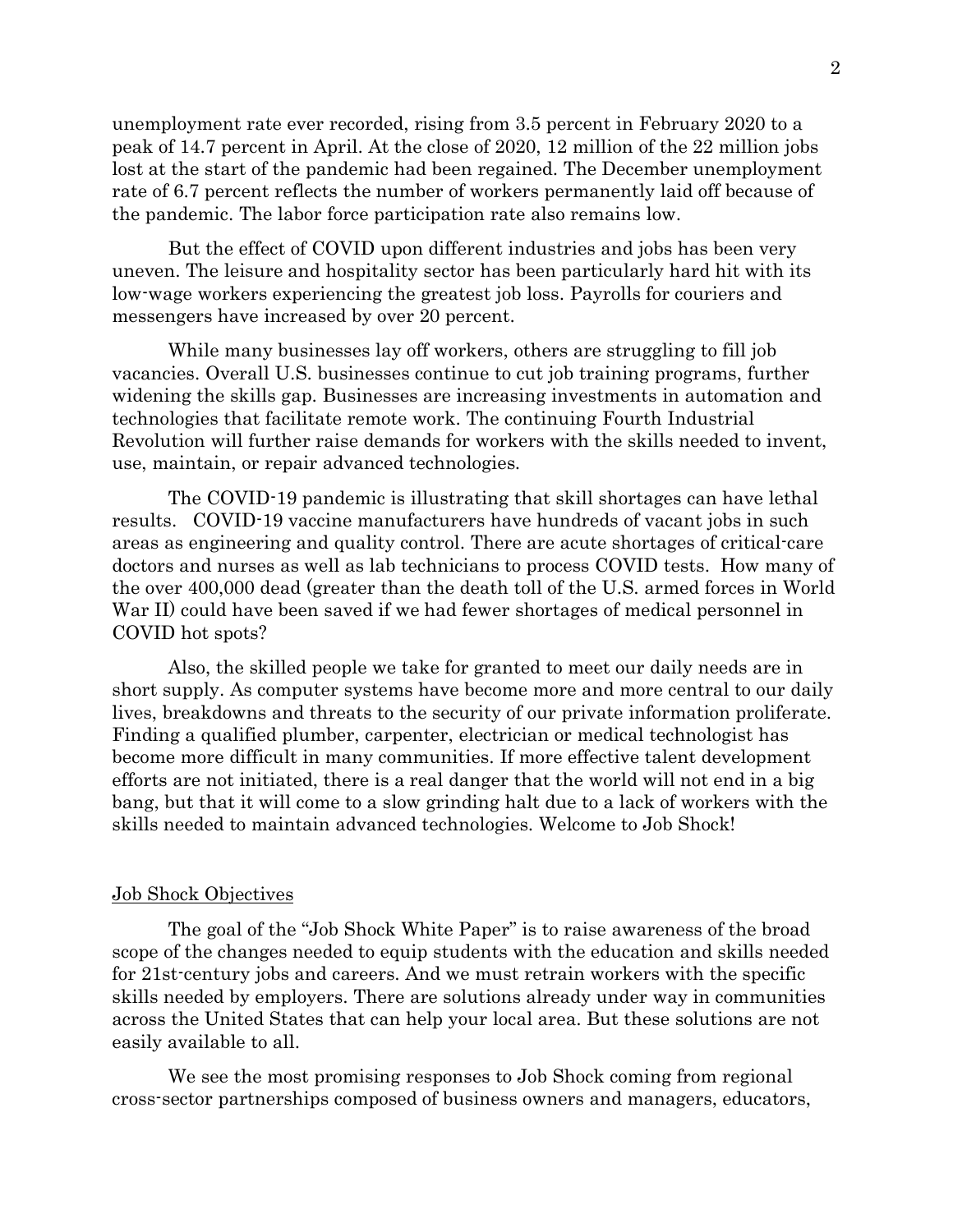unemployment rate ever recorded, rising from 3.5 percent in February 2020 to a peak of 14.7 percent in April. At the close of 2020, 12 million of the 22 million jobs lost at the start of the pandemic had been regained. The December unemployment rate of 6.7 percent reflects the number of workers permanently laid off because of the pandemic. The labor force participation rate also remains low.

But the effect of COVID upon different industries and jobs has been very uneven. The leisure and hospitality sector has been particularly hard hit with its low-wage workers experiencing the greatest job loss. Payrolls for couriers and messengers have increased by over 20 percent.

While many businesses lay off workers, others are struggling to fill job vacancies. Overall U.S. businesses continue to cut job training programs, further widening the skills gap. Businesses are increasing investments in automation and technologies that facilitate remote work. The continuing Fourth Industrial Revolution will further raise demands for workers with the skills needed to invent, use, maintain, or repair advanced technologies.

The COVID-19 pandemic is illustrating that skill shortages can have lethal results. COVID-19 vaccine manufacturers have hundreds of vacant jobs in such areas as engineering and quality control. There are acute shortages of critical-care doctors and nurses as well as lab technicians to process COVID tests. How many of the over 400,000 dead (greater than the death toll of the U.S. armed forces in World War II) could have been saved if we had fewer shortages of medical personnel in COVID hot spots?

Also, the skilled people we take for granted to meet our daily needs are in short supply. As computer systems have become more and more central to our daily lives, breakdowns and threats to the security of our private information proliferate. Finding a qualified plumber, carpenter, electrician or medical technologist has become more difficult in many communities. If more effective talent development efforts are not initiated, there is a real danger that the world will not end in a big bang, but that it will come to a slow grinding halt due to a lack of workers with the skills needed to maintain advanced technologies. Welcome to Job Shock!

## Job Shock Objectives

The goal of the "Job Shock White Paper" is to raise awareness of the broad scope of the changes needed to equip students with the education and skills needed for 21st-century jobs and careers. And we must retrain workers with the specific skills needed by employers. There are solutions already under way in communities across the United States that can help your local area. But these solutions are not easily available to all.

We see the most promising responses to Job Shock coming from regional cross-sector partnerships composed of business owners and managers, educators,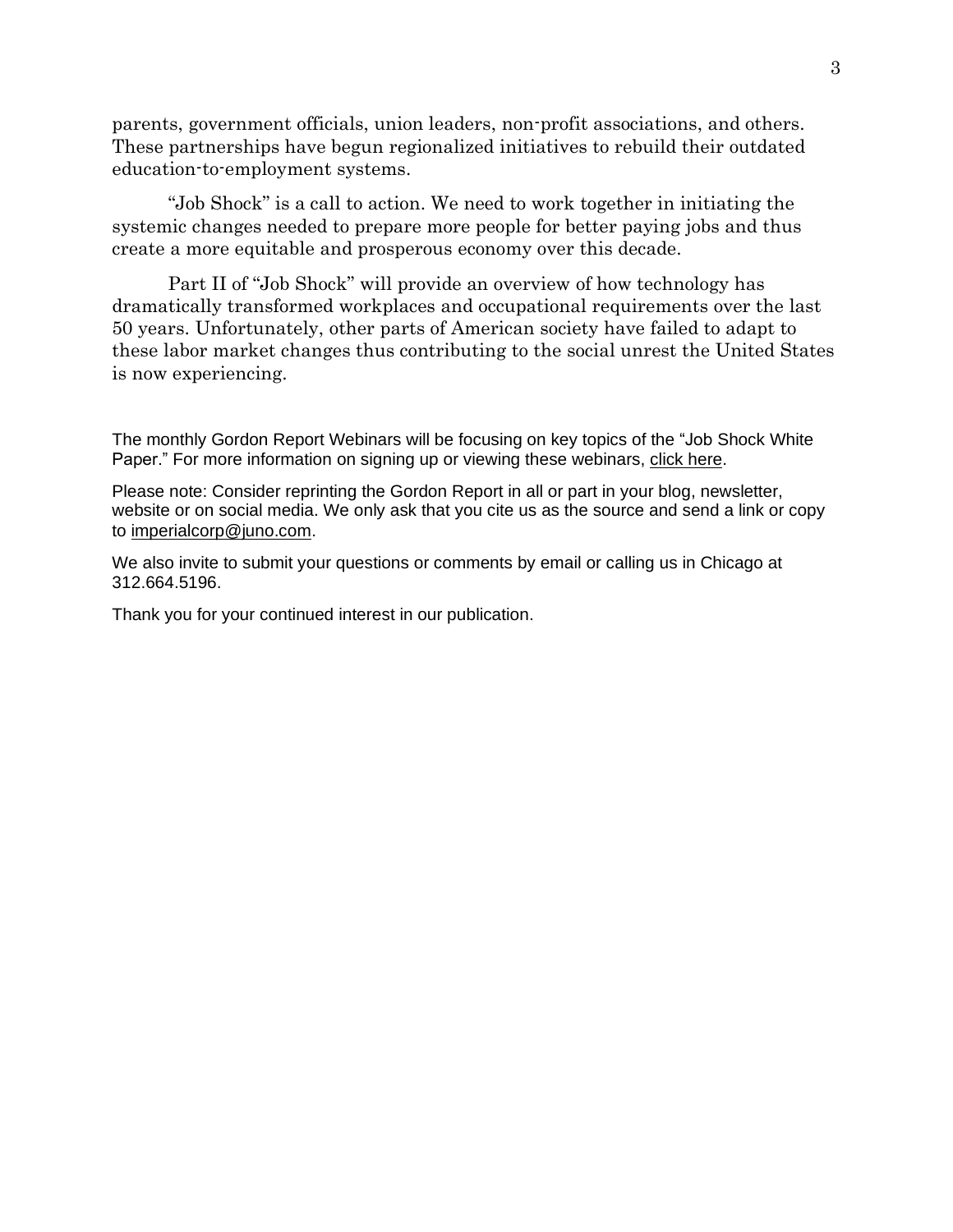parents, government officials, union leaders, non-profit associations, and others. These partnerships have begun regionalized initiatives to rebuild their outdated education-to-employment systems.

"Job Shock" is a call to action. We need to work together in initiating the systemic changes needed to prepare more people for better paying jobs and thus create a more equitable and prosperous economy over this decade.

Part II of "Job Shock" will provide an overview of how technology has dramatically transformed workplaces and occupational requirements over the last 50 years. Unfortunately, other parts of American society have failed to adapt to these labor market changes thus contributing to the social unrest the United States is now experiencing.

The monthly Gordon Report Webinars will be focusing on key topics of the "Job Shock White Paper." For more information on signing up or viewing these webinars, click here.

Please note: Consider reprinting the Gordon Report in all or part in your blog, newsletter, website or on social media. We only ask that you cite us as the source and send a link or copy to imperialcorp@juno.com.

We also invite to submit your questions or comments by email or calling us in Chicago at 312.664.5196.

Thank you for your continued interest in our publication.